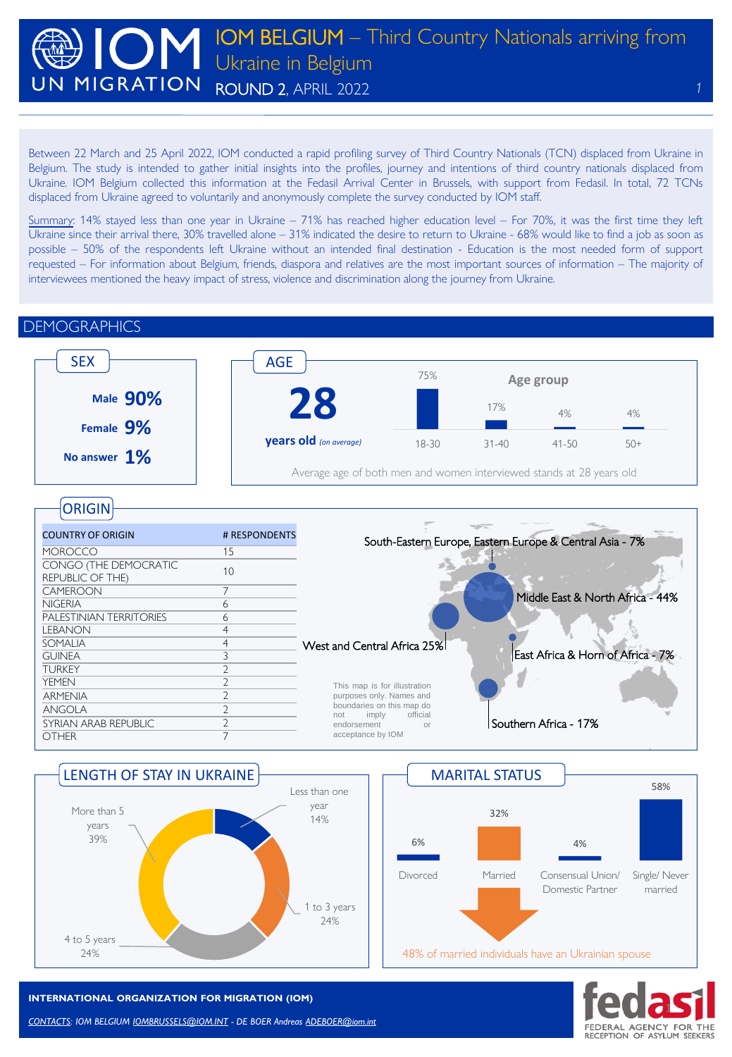# IOM BELGIUM – Third Country Nationals arriving from Ukraine in Belgium

## ROUND 2, APRIL 2022

Between 22 March and 25 April 2022, IOM conducted a rapid profiling survey of Third Country Nationals (TCN) displaced from Ukraine in Belgium. The study is intended to gather initial insights into the profiles, journey and intentions of third country nationals displaced from Ukraine. IOM Belgium collected this information at the Fedasil Arrival Center in Brussels, with support from Fedasil. In total, 72 TCNs displaced from Ukraine agreed to voluntarily and anonymously complete the survey conducted by IOM staff.

Summary: 14% stayed less than one year in Ukraine – 71% has reached higher education level – For 70%, it was the first time they left Ukraine since their arrival there, 30% travelled alone – 31% indicated the desire to return to Ukraine - 68% would like to find a job as soon as possible – 50% of the respondents left Ukraine without an intended final destination - Education is the most needed form of support requested – For information about Belgium, friends, diaspora and relatives are the most important sources of information – The majority of interviewees mentioned the heavy impact of stress, violence and discrimination along the journey from Ukraine.

## DEMOGRAPHICS

### SEX

- **Male 90%**
- **Female 9%**
- **No answer 1%**

### AGE

**28 years old** *(on average)*

Age group

| 18-30 | 31-40 | 41-50 | 50+ |
|---|---|---|---|
| 75% | 17% | 4% | 4% |

Average age of both men and women interviewed stands at 28 years old

### ORIGIN

| COUNTRY OF ORIGIN | # RESPONDENTS |
|---|---|
| MOROCCO | 15 |
| CONGO (THE DEMOCRATIC REPUBLIC OF THE) | 10 |
| CAMEROON | 7 |
| NIGERIA | 6 |
| PALESTINIAN TERRITORIES | 6 |
| LEBANON | 4 |
| SOMALIA | 4 |
| GUINEA | 3 |
| TURKEY | 2 |
| YEMEN | 2 |
| ARMENIA | 2 |
| ANGOLA | 2 |
| SYRIAN ARAB REPUBLIC | 2 |
| OTHER | 7 |

- South-Eastern Europe, Eastern Europe & Central Asia - 7%
- Middle East & North Africa - 44%
- West and Central Africa 25%
- East Africa & Horn of Africa - 7%
- Southern Africa - 17%

This map is for illustration purposes only. Names and boundaries on this map do not imply official endorsement or acceptance by IOM

### LENGTH OF STAY IN UKRAINE

- Less than one year 14%
- 1 to 3 years 24%
- 4 to 5 years 24%
- More than 5 years 39%

### MARITAL STATUS

| Divorced | Married | Consensual Union/ Domestic Partner | Single/ Never married |
|---|---|---|---|
| 6% | 32% | 4% | 58% |

48% of married individuals have an Ukrainian spouse

**INTERNATIONAL ORGANIZATION FOR MIGRATION (IOM)**

*CONTACTS: IOM BELGIUM IOMBRUSSELS@IOM.INT - DE BOER Andreas ADEBOER@iom.int*

fedasil – FEDERAL AGENCY FOR THE RECEPTION OF ASYLUM SEEKERS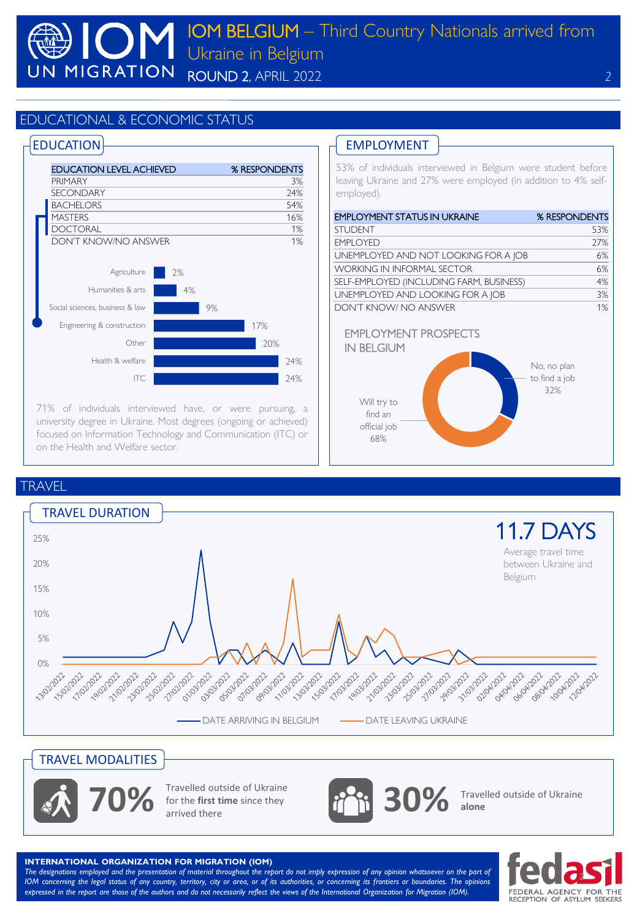# IOM BELGIUM – Third Country Nationals arrived from Ukraine in Belgium

ROUND 2, APRIL 2022

## EDUCATIONAL & ECONOMIC STATUS

### EDUCATION

| EDUCATION LEVEL ACHIEVED | % RESPONDENTS |
|---|---|
| PRIMARY | 3% |
| SECONDARY | 24% |
| BACHELORS | 54% |
| MASTERS | 16% |
| DOCTORAL | 1% |
| DON'T KNOW/NO ANSWER | 1% |

| Field | % |
|---|---|
| Agriculture | 2% |
| Humanities & arts | 4% |
| Social sciences, business & law | 9% |
| Engineering & construction | 17% |
| Other | 20% |
| Health & welfare | 24% |
| ITC | 24% |

71% of individuals interviewed have, or were pursuing, a university degree in Ukraine. Most degrees (ongoing or achieved) focused on Information Technology and Communication (ITC) or on the Health and Welfare sector.

### EMPLOYMENT

53% of individuals interviewed in Belgium were student before leaving Ukraine and 27% were employed (in addition to 4% self-employed).

| EMPLOYMENT STATUS IN UKRAINE | % RESPONDENTS |
|---|---|
| STUDENT | 53% |
| EMPLOYED | 27% |
| UNEMPLOYED AND NOT LOOKING FOR A JOB | 6% |
| WORKING IN INFORMAL SECTOR | 6% |
| SELF-EMPLOYED (INCLUDING FARM, BUSINESS) | 4% |
| UNEMPLOYED AND LOOKING FOR A JOB | 3% |
| DON'T KNOW/ NO ANSWER | 1% |

#### EMPLOYMENT PROSPECTS IN BELGIUM

- Will try to find an official job: 68%
- No, no plan to find a job: 32%

## TRAVEL

### TRAVEL DURATION

**11.7 DAYS**

Average travel time between Ukraine and Belgium

DATE ARRIVING IN BELGIUM — DATE LEAVING UKRAINE

### TRAVEL MODALITIES

**70%** Travelled outside of Ukraine for the **first time** since they arrived there

**30%** Travelled outside of Ukraine **alone**

**INTERNATIONAL ORGANIZATION FOR MIGRATION (IOM)**

*The designations employed and the presentation of material throughout the report do not imply expression of any opinion whatsoever on the part of IOM concerning the legal status of any country, territory, city or area, or of its authorities, or concerning its frontiers or boundaries. The opinions expressed in the report are those of the authors and do not necessarily reflect the views of the International Organization for Migration (IOM).*

fedasil — FEDERAL AGENCY FOR THE RECEPTION OF ASYLUM SEEKERS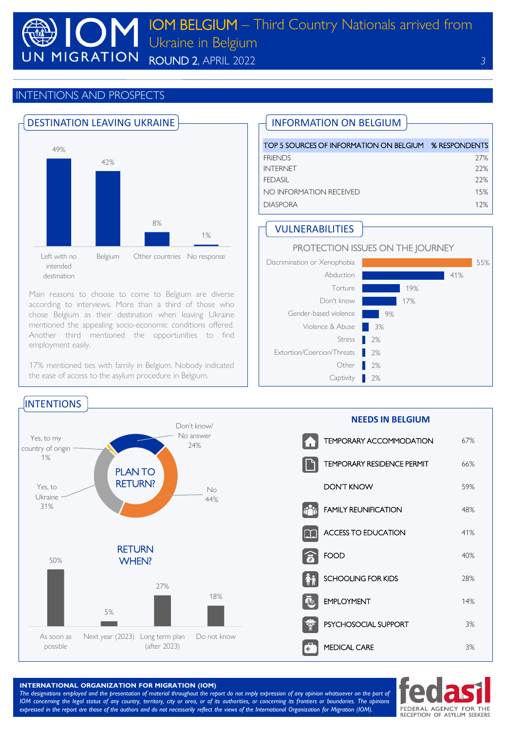# IOM BELGIUM – Third Country Nationals arrived from Ukraine in Belgium

ROUND 2, APRIL 2022

## INTENTIONS AND PROSPECTS

### DESTINATION LEAVING UKRAINE

49%
42%
8%
1%

Left with no intended destination
Belgium
Other countries
No response

Main reasons to choose to come to Belgium are diverse according to interviews. More than a third of those who chose Belgium as their destination when leaving Ukraine mentioned the appealing socio-economic conditions offered. Another third mentioned the opportunities to find employment easily.

17% mentioned ties with family in Belgium. Nobody indicated the ease of access to the asylum procedure in Belgium.

### INFORMATION ON BELGIUM

| TOP 5 SOURCES OF INFORMATION ON BELGIUM | % RESPONDENTS |
|---|---|
| FRIENDS | 27% |
| INTERNET | 22% |
| FEDASIL | 22% |
| NO INFORMATION RECEIVED | 15% |
| DIASPORA | 12% |

### VULNERABILITIES

PROTECTION ISSUES ON THE JOURNEY

Discrimination or Xenophobia 55%
Abduction 41%
Torture 19%
Don't know 17%
Gender-based violence 9%
Violence & Abuse 3%
Stress 2%
Extortion/Coercion/Threats 2%
Other 2%
Captivity 2%

### INTENTIONS

PLAN TO RETURN?

Don't know/ No answer 24%
Yes, to my country of origin 1%
Yes, to Ukraine 31%
No 44%

RETURN WHEN?

50%
5%
27%
18%

As soon as possible
Next year (2023)
Long term plan (after 2023)
Do not know

### NEEDS IN BELGIUM

| | |
|---|---|
| TEMPORARY ACCOMMODATION | 67% |
| TEMPORARY RESIDENCE PERMIT | 66% |
| DON'T KNOW | 59% |
| FAMILY REUNIFICATION | 48% |
| ACCESS TO EDUCATION | 41% |
| FOOD | 40% |
| SCHOOLING FOR KIDS | 28% |
| EMPLOYMENT | 14% |
| PSYCHOSOCIAL SUPPORT | 3% |
| MEDICAL CARE | 3% |

**INTERNATIONAL ORGANIZATION FOR MIGRATION (IOM)**

*The designations employed and the presentation of material throughout the report do not imply expression of any opinion whatsoever on the part of IOM concerning the legal status of any country, territory, city or area, or of its authorities, or concerning its frontiers or boundaries. The opinions expressed in the report are those of the authors and do not necessarily reflect the views of the International Organization for Migration (IOM).*

fedasil – FEDERAL AGENCY FOR THE RECEPTION OF ASYLUM SEEKERS